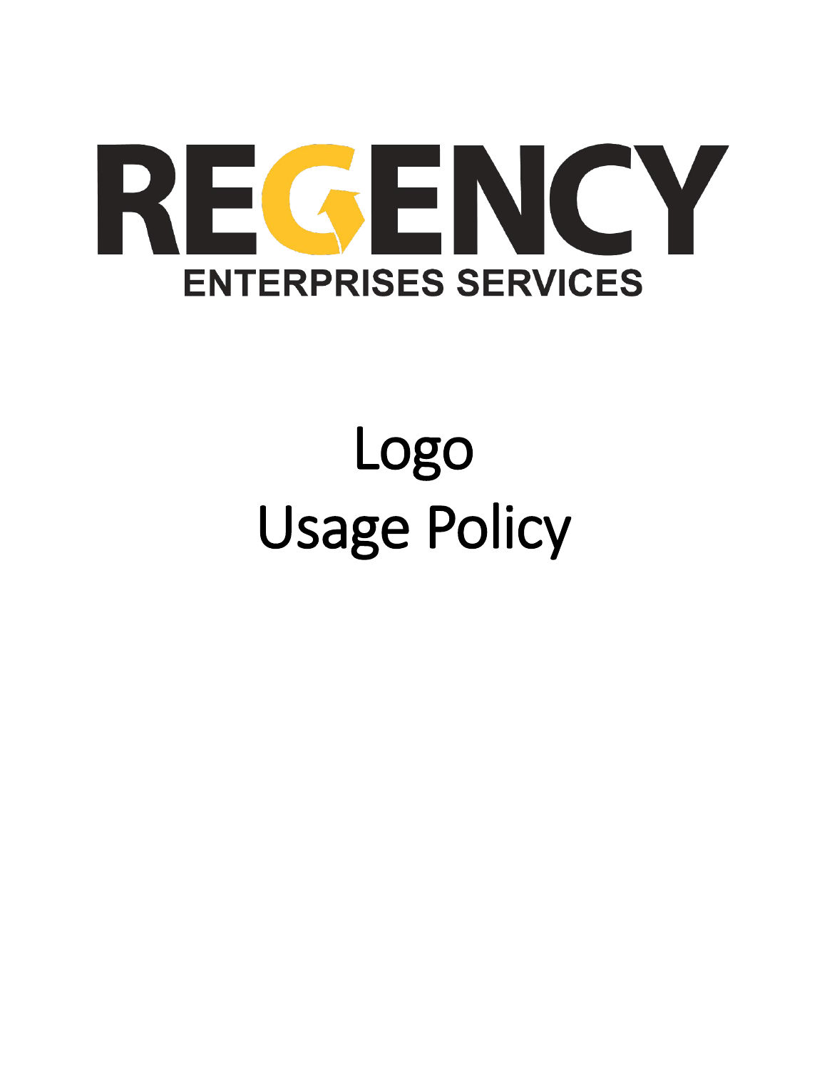# REGENCY

## ENTERPRISES SERVICES

# Logo Usage Policy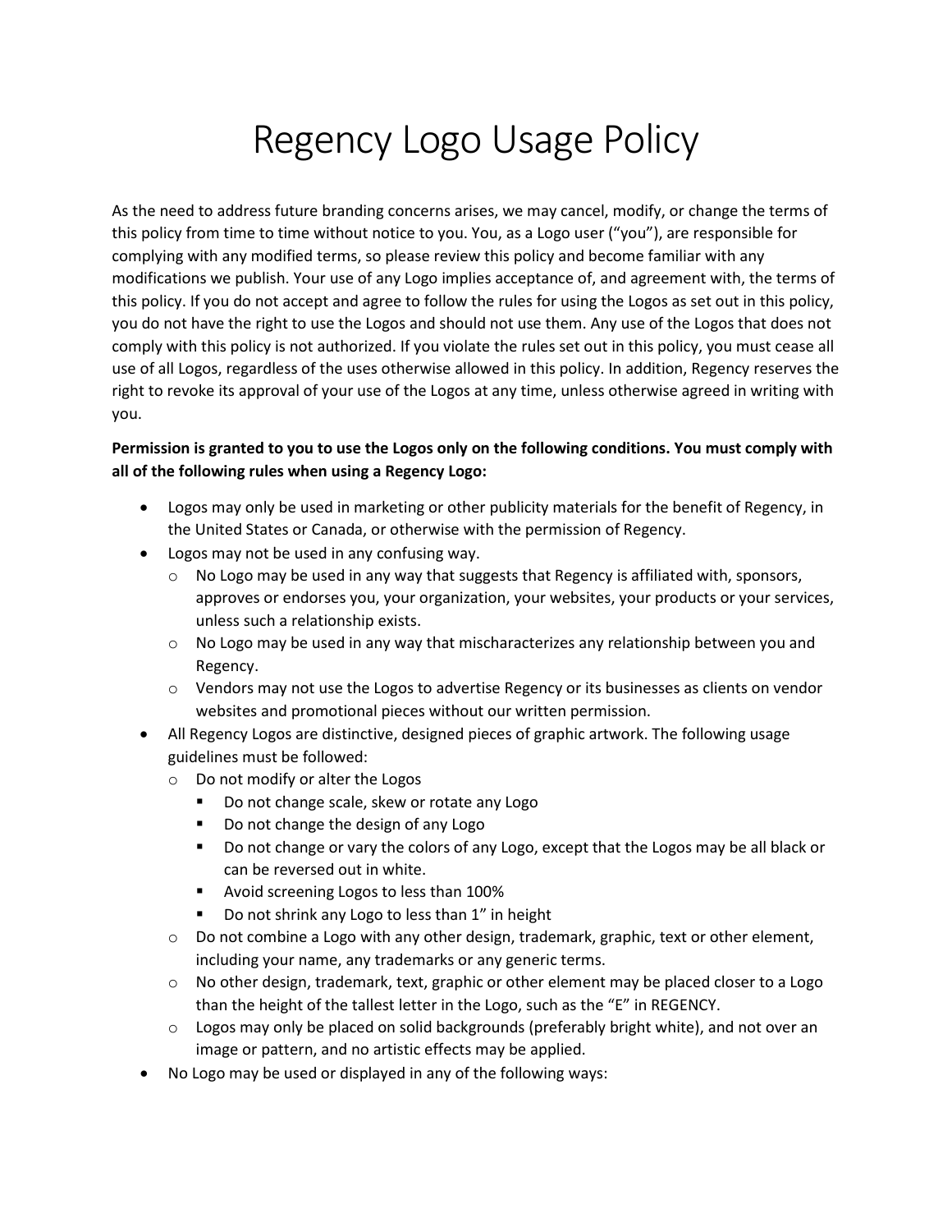# Regency Logo Usage Policy

As the need to address future branding concerns arises, we may cancel, modify, or change the terms of this policy from time to time without notice to you. You, as a Logo user ("you"), are responsible for complying with any modified terms, so please review this policy and become familiar with any modifications we publish. Your use of any Logo implies acceptance of, and agreement with, the terms of this policy. If you do not accept and agree to follow the rules for using the Logos as set out in this policy, you do not have the right to use the Logos and should not use them. Any use of the Logos that does not comply with this policy is not authorized. If you violate the rules set out in this policy, you must cease all use of all Logos, regardless of the uses otherwise allowed in this policy. In addition, Regency reserves the right to revoke its approval of your use of the Logos at any time, unless otherwise agreed in writing with you.

**Permission is granted to you to use the Logos only on the following conditions. You must comply with all of the following rules when using a Regency Logo:**

- Logos may only be used in marketing or other publicity materials for the benefit of Regency, in the United States or Canada, or otherwise with the permission of Regency.
- Logos may not be used in any confusing way.
  - No Logo may be used in any way that suggests that Regency is affiliated with, sponsors, approves or endorses you, your organization, your websites, your products or your services, unless such a relationship exists.
  - No Logo may be used in any way that mischaracterizes any relationship between you and Regency.
  - Vendors may not use the Logos to advertise Regency or its businesses as clients on vendor websites and promotional pieces without our written permission.
- All Regency Logos are distinctive, designed pieces of graphic artwork. The following usage guidelines must be followed:
  - Do not modify or alter the Logos
    - Do not change scale, skew or rotate any Logo
    - Do not change the design of any Logo
    - Do not change or vary the colors of any Logo, except that the Logos may be all black or can be reversed out in white.
    - Avoid screening Logos to less than 100%
    - Do not shrink any Logo to less than 1" in height
  - Do not combine a Logo with any other design, trademark, graphic, text or other element, including your name, any trademarks or any generic terms.
  - No other design, trademark, text, graphic or other element may be placed closer to a Logo than the height of the tallest letter in the Logo, such as the "E" in REGENCY.
  - Logos may only be placed on solid backgrounds (preferably bright white), and not over an image or pattern, and no artistic effects may be applied.
- No Logo may be used or displayed in any of the following ways: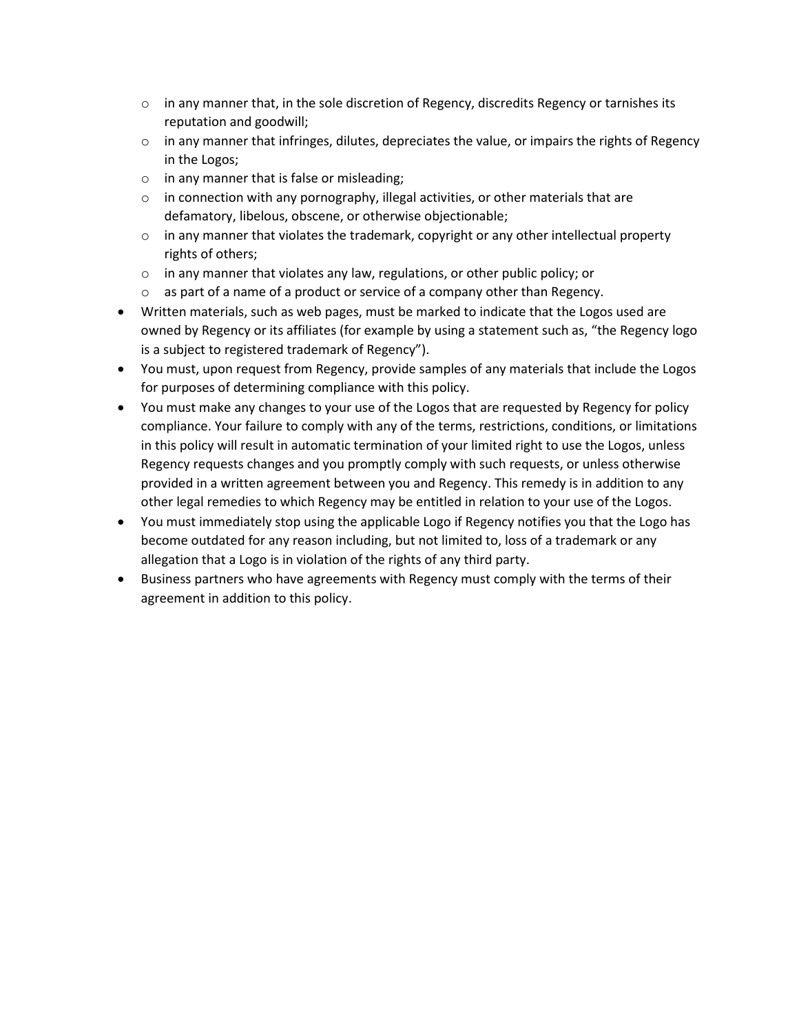- in any manner that, in the sole discretion of Regency, discredits Regency or tarnishes its reputation and goodwill;
  - in any manner that infringes, dilutes, depreciates the value, or impairs the rights of Regency in the Logos;
  - in any manner that is false or misleading;
  - in connection with any pornography, illegal activities, or other materials that are defamatory, libelous, obscene, or otherwise objectionable;
  - in any manner that violates the trademark, copyright or any other intellectual property rights of others;
  - in any manner that violates any law, regulations, or other public policy; or
  - as part of a name of a product or service of a company other than Regency.
- Written materials, such as web pages, must be marked to indicate that the Logos used are owned by Regency or its affiliates (for example by using a statement such as, "the Regency logo is a subject to registered trademark of Regency").
- You must, upon request from Regency, provide samples of any materials that include the Logos for purposes of determining compliance with this policy.
- You must make any changes to your use of the Logos that are requested by Regency for policy compliance. Your failure to comply with any of the terms, restrictions, conditions, or limitations in this policy will result in automatic termination of your limited right to use the Logos, unless Regency requests changes and you promptly comply with such requests, or unless otherwise provided in a written agreement between you and Regency. This remedy is in addition to any other legal remedies to which Regency may be entitled in relation to your use of the Logos.
- You must immediately stop using the applicable Logo if Regency notifies you that the Logo has become outdated for any reason including, but not limited to, loss of a trademark or any allegation that a Logo is in violation of the rights of any third party.
- Business partners who have agreements with Regency must comply with the terms of their agreement in addition to this policy.